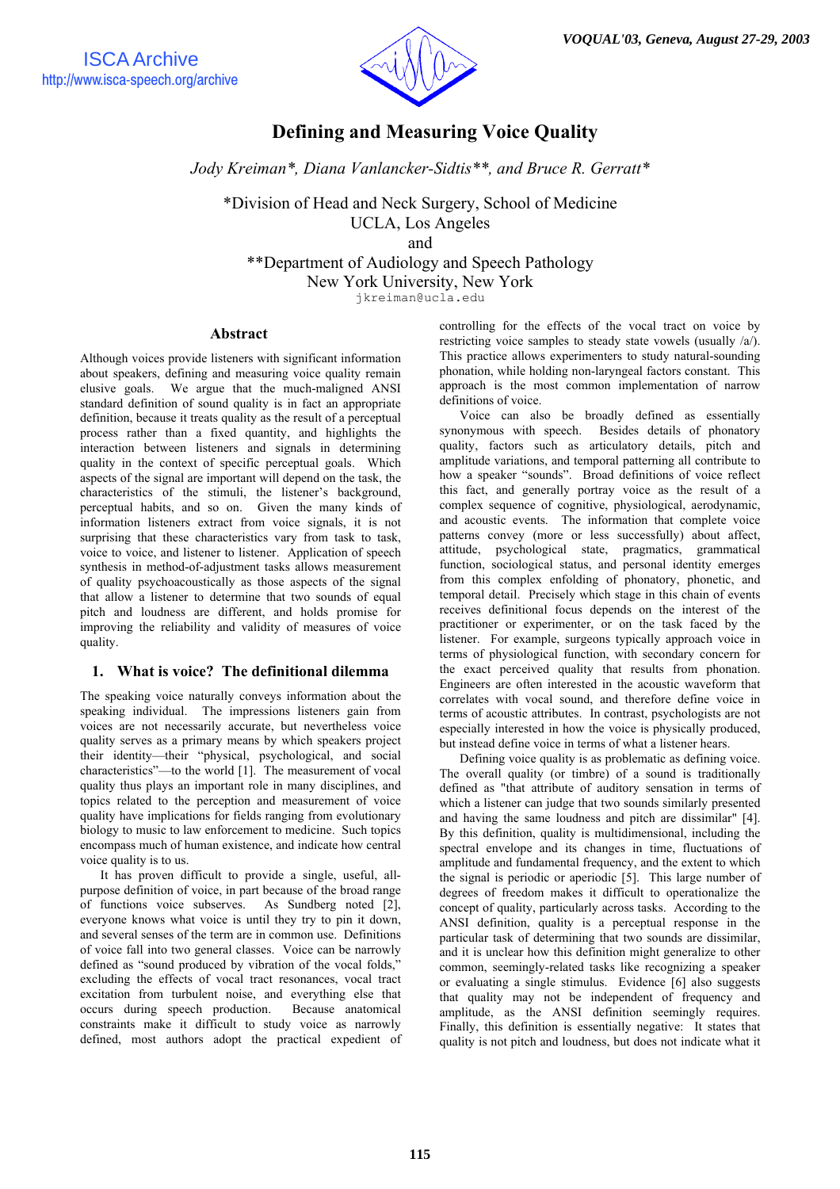# Defining and Measuring Voice Quality

*Jody Kreiman\*, Diana Vanlancker-Sidtis\*\*, and Bruce R. Gerratt\**

\*Division of Head and Neck Surgery, School of Medicine
UCLA, Los Angeles
and
\*\*Department of Audiology and Speech Pathology
New York University, New York
jkreiman@ucla.edu

## Abstract

Although voices provide listeners with significant information about speakers, defining and measuring voice quality remain elusive goals. We argue that the much-maligned ANSI standard definition of sound quality is in fact an appropriate definition, because it treats quality as the result of a perceptual process rather than a fixed quantity, and highlights the interaction between listeners and signals in determining quality in the context of specific perceptual goals. Which aspects of the signal are important will depend on the task, the characteristics of the stimuli, the listener's background, perceptual habits, and so on. Given the many kinds of information listeners extract from voice signals, it is not surprising that these characteristics vary from task to task, voice to voice, and listener to listener. Application of speech synthesis in method-of-adjustment tasks allows measurement of quality psychoacoustically as those aspects of the signal that allow a listener to determine that two sounds of equal pitch and loudness are different, and holds promise for improving the reliability and validity of measures of voice quality.

## 1. What is voice? The definitional dilemma

The speaking voice naturally conveys information about the speaking individual. The impressions listeners gain from voices are not necessarily accurate, but nevertheless voice quality serves as a primary means by which speakers project their identity—their "physical, psychological, and social characteristics"—to the world [1]. The measurement of vocal quality thus plays an important role in many disciplines, and topics related to the perception and measurement of voice quality have implications for fields ranging from evolutionary biology to music to law enforcement to medicine. Such topics encompass much of human existence, and indicate how central voice quality is to us.

It has proven difficult to provide a single, useful, all-purpose definition of voice, in part because of the broad range of functions voice subserves. As Sundberg noted [2], everyone knows what voice is until they try to pin it down, and several senses of the term are in common use. Definitions of voice fall into two general classes. Voice can be narrowly defined as "sound produced by vibration of the vocal folds," excluding the effects of vocal tract resonances, vocal tract excitation from turbulent noise, and everything else that occurs during speech production. Because anatomical constraints make it difficult to study voice as narrowly defined, most authors adopt the practical expedient of controlling for the effects of the vocal tract on voice by restricting voice samples to steady state vowels (usually /a/). This practice allows experimenters to study natural-sounding phonation, while holding non-laryngeal factors constant. This approach is the most common implementation of narrow definitions of voice.

Voice can also be broadly defined as essentially synonymous with speech. Besides details of phonatory quality, factors such as articulatory details, pitch and amplitude variations, and temporal patterning all contribute to how a speaker "sounds". Broad definitions of voice reflect this fact, and generally portray voice as the result of a complex sequence of cognitive, physiological, aerodynamic, and acoustic events. The information that complete voice patterns convey (more or less successfully) about affect, attitude, psychological state, pragmatics, grammatical function, sociological status, and personal identity emerges from this complex enfolding of phonatory, phonetic, and temporal detail. Precisely which stage in this chain of events receives definitional focus depends on the interest of the practitioner or experimenter, or on the task faced by the listener. For example, surgeons typically approach voice in terms of physiological function, with secondary concern for the exact perceived quality that results from phonation. Engineers are often interested in the acoustic waveform that correlates with vocal sound, and therefore define voice in terms of acoustic attributes. In contrast, psychologists are not especially interested in how the voice is physically produced, but instead define voice in terms of what a listener hears.

Defining voice quality is as problematic as defining voice. The overall quality (or timbre) of a sound is traditionally defined as "that attribute of auditory sensation in terms of which a listener can judge that two sounds similarly presented and having the same loudness and pitch are dissimilar" [4]. By this definition, quality is multidimensional, including the spectral envelope and its changes in time, fluctuations of amplitude and fundamental frequency, and the extent to which the signal is periodic or aperiodic [5]. This large number of degrees of freedom makes it difficult to operationalize the concept of quality, particularly across tasks. According to the ANSI definition, quality is a perceptual response in the particular task of determining that two sounds are dissimilar, and it is unclear how this definition might generalize to other common, seemingly-related tasks like recognizing a speaker or evaluating a single stimulus. Evidence [6] also suggests that quality may not be independent of frequency and amplitude, as the ANSI definition seemingly requires. Finally, this definition is essentially negative: It states that quality is not pitch and loudness, but does not indicate what it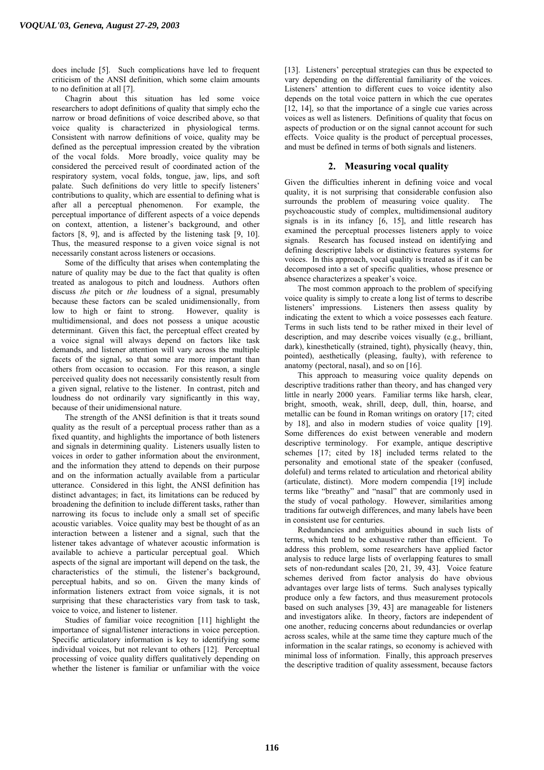does include [5]. Such complications have led to frequent criticism of the ANSI definition, which some claim amounts to no definition at all [7].

Chagrin about this situation has led some voice researchers to adopt definitions of quality that simply echo the narrow or broad definitions of voice described above, so that voice quality is characterized in physiological terms. Consistent with narrow definitions of voice, quality may be defined as the perceptual impression created by the vibration of the vocal folds. More broadly, voice quality may be considered the perceived result of coordinated action of the respiratory system, vocal folds, tongue, jaw, lips, and soft palate. Such definitions do very little to specify listeners' contributions to quality, which are essential to defining what is after all a perceptual phenomenon. For example, the perceptual importance of different aspects of a voice depends on context, attention, a listener's background, and other factors [8, 9], and is affected by the listening task [9, 10]. Thus, the measured response to a given voice signal is not necessarily constant across listeners or occasions.

Some of the difficulty that arises when contemplating the nature of quality may be due to the fact that quality is often treated as analogous to pitch and loudness. Authors often discuss *the* pitch or *the* loudness of a signal, presumably because these factors can be scaled unidimensionally, from low to high or faint to strong. However, quality is multidimensional, and does not possess a unique acoustic determinant. Given this fact, the perceptual effect created by a voice signal will always depend on factors like task demands, and listener attention will vary across the multiple facets of the signal, so that some are more important than others from occasion to occasion. For this reason, a single perceived quality does not necessarily consistently result from a given signal, relative to the listener. In contrast, pitch and loudness do not ordinarily vary significantly in this way, because of their unidimensional nature.

The strength of the ANSI definition is that it treats sound quality as the result of a perceptual process rather than as a fixed quantity, and highlights the importance of both listeners and signals in determining quality. Listeners usually listen to voices in order to gather information about the environment, and the information they attend to depends on their purpose and on the information actually available from a particular utterance. Considered in this light, the ANSI definition has distinct advantages; in fact, its limitations can be reduced by broadening the definition to include different tasks, rather than narrowing its focus to include only a small set of specific acoustic variables. Voice quality may best be thought of as an interaction between a listener and a signal, such that the listener takes advantage of whatever acoustic information is available to achieve a particular perceptual goal. Which aspects of the signal are important will depend on the task, the characteristics of the stimuli, the listener's background, perceptual habits, and so on. Given the many kinds of information listeners extract from voice signals, it is not surprising that these characteristics vary from task to task, voice to voice, and listener to listener.

Studies of familiar voice recognition [11] highlight the importance of signal/listener interactions in voice perception. Specific articulatory information is key to identifying some individual voices, but not relevant to others [12]. Perceptual processing of voice quality differs qualitatively depending on whether the listener is familiar or unfamiliar with the voice [13]. Listeners' perceptual strategies can thus be expected to vary depending on the differential familiarity of the voices. Listeners' attention to different cues to voice identity also depends on the total voice pattern in which the cue operates [12, 14], so that the importance of a single cue varies across voices as well as listeners. Definitions of quality that focus on aspects of production or on the signal cannot account for such effects. Voice quality is the product of perceptual processes, and must be defined in terms of both signals and listeners.

## 2. Measuring vocal quality

Given the difficulties inherent in defining voice and vocal quality, it is not surprising that considerable confusion also surrounds the problem of measuring voice quality. The psychoacoustic study of complex, multidimensional auditory signals is in its infancy [6, 15], and little research has examined the perceptual processes listeners apply to voice signals. Research has focused instead on identifying and defining descriptive labels or distinctive features systems for voices. In this approach, vocal quality is treated as if it can be decomposed into a set of specific qualities, whose presence or absence characterizes a speaker's voice.

The most common approach to the problem of specifying voice quality is simply to create a long list of terms to describe listeners' impressions. Listeners then assess quality by indicating the extent to which a voice possesses each feature. Terms in such lists tend to be rather mixed in their level of description, and may describe voices visually (e.g., brilliant, dark), kinesthetically (strained, tight), physically (heavy, thin, pointed), aesthetically (pleasing, faulty), with reference to anatomy (pectoral, nasal), and so on [16].

This approach to measuring voice quality depends on descriptive traditions rather than theory, and has changed very little in nearly 2000 years. Familiar terms like harsh, clear, bright, smooth, weak, shrill, deep, dull, thin, hoarse, and metallic can be found in Roman writings on oratory [17; cited by 18], and also in modern studies of voice quality [19]. Some differences do exist between venerable and modern descriptive terminology. For example, antique descriptive schemes [17; cited by 18] included terms related to the personality and emotional state of the speaker (confused, doleful) and terms related to articulation and rhetorical ability (articulate, distinct). More modern compendia [19] include terms like "breathy" and "nasal" that are commonly used in the study of vocal pathology. However, similarities among traditions far outweigh differences, and many labels have been in consistent use for centuries.

Redundancies and ambiguities abound in such lists of terms, which tend to be exhaustive rather than efficient. To address this problem, some researchers have applied factor analysis to reduce large lists of overlapping features to small sets of non-redundant scales [20, 21, 39, 43]. Voice feature schemes derived from factor analysis do have obvious advantages over large lists of terms. Such analyses typically produce only a few factors, and thus measurement protocols based on such analyses [39, 43] are manageable for listeners and investigators alike. In theory, factors are independent of one another, reducing concerns about redundancies or overlap across scales, while at the same time they capture much of the information in the scalar ratings, so economy is achieved with minimal loss of information. Finally, this approach preserves the descriptive tradition of quality assessment, because factors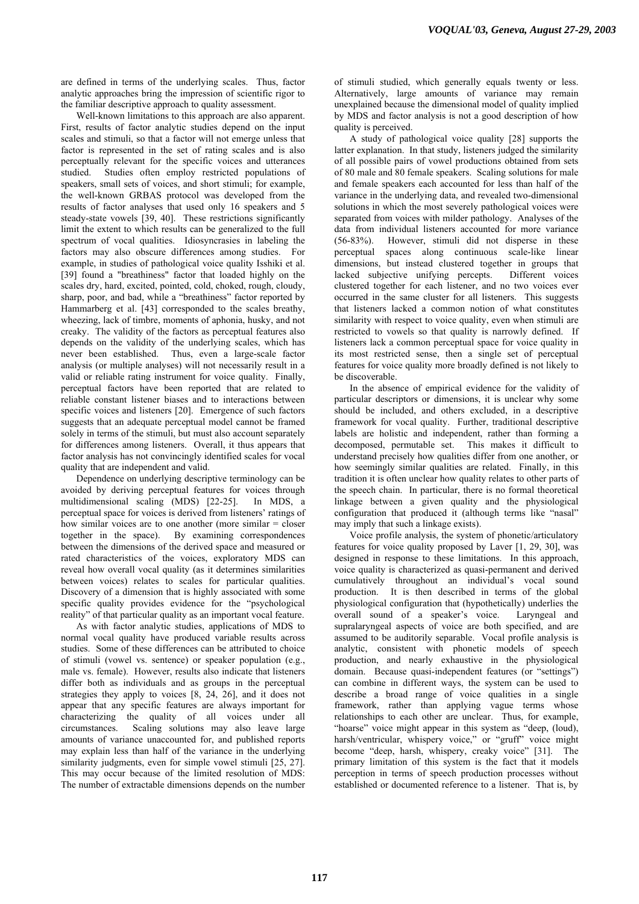are defined in terms of the underlying scales. Thus, factor analytic approaches bring the impression of scientific rigor to the familiar descriptive approach to quality assessment.

Well-known limitations to this approach are also apparent. First, results of factor analytic studies depend on the input scales and stimuli, so that a factor will not emerge unless that factor is represented in the set of rating scales and is also perceptually relevant for the specific voices and utterances studied. Studies often employ restricted populations of speakers, small sets of voices, and short stimuli; for example, the well-known GRBAS protocol was developed from the results of factor analyses that used only 16 speakers and 5 steady-state vowels [39, 40]. These restrictions significantly limit the extent to which results can be generalized to the full spectrum of vocal qualities. Idiosyncrasies in labeling the factors may also obscure differences among studies. For example, in studies of pathological voice quality Isshiki et al. [39] found a "breathiness" factor that loaded highly on the scales dry, hard, excited, pointed, cold, choked, rough, cloudy, sharp, poor, and bad, while a "breathiness" factor reported by Hammarberg et al. [43] corresponded to the scales breathy, wheezing, lack of timbre, moments of aphonia, husky, and not creaky. The validity of the factors as perceptual features also depends on the validity of the underlying scales, which has never been established. Thus, even a large-scale factor analysis (or multiple analyses) will not necessarily result in a valid or reliable rating instrument for voice quality. Finally, perceptual factors have been reported that are related to reliable constant listener biases and to interactions between specific voices and listeners [20]. Emergence of such factors suggests that an adequate perceptual model cannot be framed solely in terms of the stimuli, but must also account separately for differences among listeners. Overall, it thus appears that factor analysis has not convincingly identified scales for vocal quality that are independent and valid.

Dependence on underlying descriptive terminology can be avoided by deriving perceptual features for voices through multidimensional scaling (MDS) [22-25]. In MDS, a perceptual space for voices is derived from listeners' ratings of how similar voices are to one another (more similar = closer together in the space). By examining correspondences between the dimensions of the derived space and measured or rated characteristics of the voices, exploratory MDS can reveal how overall vocal quality (as it determines similarities between voices) relates to scales for particular qualities. Discovery of a dimension that is highly associated with some specific quality provides evidence for the "psychological reality" of that particular quality as an important vocal feature.

As with factor analytic studies, applications of MDS to normal vocal quality have produced variable results across studies. Some of these differences can be attributed to choice of stimuli (vowel vs. sentence) or speaker population (e.g., male vs. female). However, results also indicate that listeners differ both as individuals and as groups in the perceptual strategies they apply to voices [8, 24, 26], and it does not appear that any specific features are always important for characterizing the quality of all voices under all circumstances. Scaling solutions may also leave large amounts of variance unaccounted for, and published reports may explain less than half of the variance in the underlying similarity judgments, even for simple vowel stimuli [25, 27]. This may occur because of the limited resolution of MDS: The number of extractable dimensions depends on the number of stimuli studied, which generally equals twenty or less. Alternatively, large amounts of variance may remain unexplained because the dimensional model of quality implied by MDS and factor analysis is not a good description of how quality is perceived.

A study of pathological voice quality [28] supports the latter explanation. In that study, listeners judged the similarity of all possible pairs of vowel productions obtained from sets of 80 male and 80 female speakers. Scaling solutions for male and female speakers each accounted for less than half of the variance in the underlying data, and revealed two-dimensional solutions in which the most severely pathological voices were separated from voices with milder pathology. Analyses of the data from individual listeners accounted for more variance (56-83%). However, stimuli did not disperse in these perceptual spaces along continuous scale-like linear dimensions, but instead clustered together in groups that lacked subjective unifying percepts. Different voices clustered together for each listener, and no two voices ever occurred in the same cluster for all listeners. This suggests that listeners lacked a common notion of what constitutes similarity with respect to voice quality, even when stimuli are restricted to vowels so that quality is narrowly defined. If listeners lack a common perceptual space for voice quality in its most restricted sense, then a single set of perceptual features for voice quality more broadly defined is not likely to be discoverable.

In the absence of empirical evidence for the validity of particular descriptors or dimensions, it is unclear why some should be included, and others excluded, in a descriptive framework for vocal quality. Further, traditional descriptive labels are holistic and independent, rather than forming a decomposed, permutable set. This makes it difficult to understand precisely how qualities differ from one another, or how seemingly similar qualities are related. Finally, in this tradition it is often unclear how quality relates to other parts of the speech chain. In particular, there is no formal theoretical linkage between a given quality and the physiological configuration that produced it (although terms like "nasal" may imply that such a linkage exists).

Voice profile analysis, the system of phonetic/articulatory features for voice quality proposed by Laver [1, 29, 30], was designed in response to these limitations. In this approach, voice quality is characterized as quasi-permanent and derived cumulatively throughout an individual's vocal sound production. It is then described in terms of the global physiological configuration that (hypothetically) underlies the overall sound of a speaker's voice. Laryngeal and supralaryngeal aspects of voice are both specified, and are assumed to be auditorily separable. Vocal profile analysis is analytic, consistent with phonetic models of speech production, and nearly exhaustive in the physiological domain. Because quasi-independent features (or "settings") can combine in different ways, the system can be used to describe a broad range of voice qualities in a single framework, rather than applying vague terms whose relationships to each other are unclear. Thus, for example, "hoarse" voice might appear in this system as "deep, (loud), harsh/ventricular, whispery voice," or "gruff" voice might become "deep, harsh, whispery, creaky voice" [31]. The primary limitation of this system is the fact that it models perception in terms of speech production processes without established or documented reference to a listener. That is, by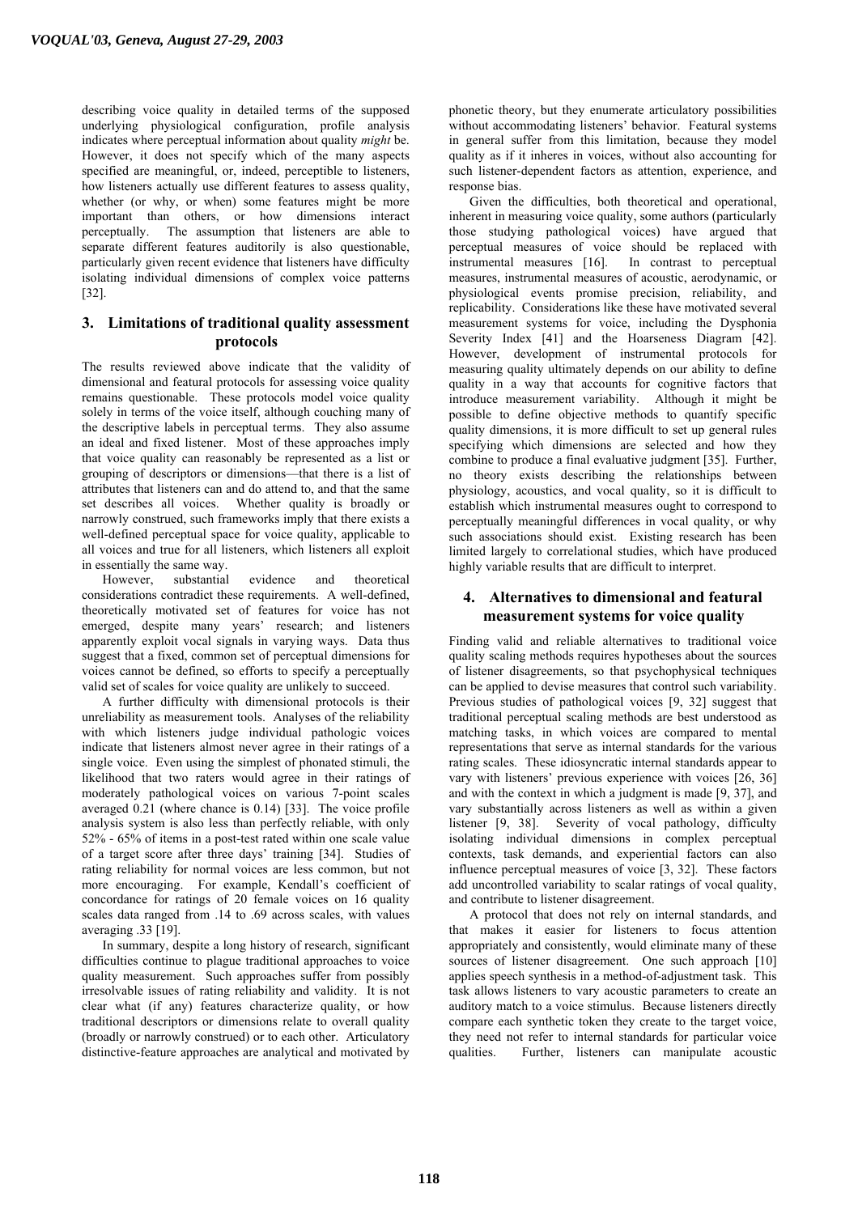describing voice quality in detailed terms of the supposed underlying physiological configuration, profile analysis indicates where perceptual information about quality *might* be. However, it does not specify which of the many aspects specified are meaningful, or, indeed, perceptible to listeners, how listeners actually use different features to assess quality, whether (or why, or when) some features might be more important than others, or how dimensions interact perceptually. The assumption that listeners are able to separate different features auditorily is also questionable, particularly given recent evidence that listeners have difficulty isolating individual dimensions of complex voice patterns [32].

## 3. Limitations of traditional quality assessment protocols

The results reviewed above indicate that the validity of dimensional and featural protocols for assessing voice quality remains questionable. These protocols model voice quality solely in terms of the voice itself, although couching many of the descriptive labels in perceptual terms. They also assume an ideal and fixed listener. Most of these approaches imply that voice quality can reasonably be represented as a list or grouping of descriptors or dimensions—that there is a list of attributes that listeners can and do attend to, and that the same set describes all voices. Whether quality is broadly or narrowly construed, such frameworks imply that there exists a well-defined perceptual space for voice quality, applicable to all voices and true for all listeners, which listeners all exploit in essentially the same way.

However, substantial evidence and theoretical considerations contradict these requirements. A well-defined, theoretically motivated set of features for voice has not emerged, despite many years' research; and listeners apparently exploit vocal signals in varying ways. Data thus suggest that a fixed, common set of perceptual dimensions for voices cannot be defined, so efforts to specify a perceptually valid set of scales for voice quality are unlikely to succeed.

A further difficulty with dimensional protocols is their unreliability as measurement tools. Analyses of the reliability with which listeners judge individual pathologic voices indicate that listeners almost never agree in their ratings of a single voice. Even using the simplest of phonated stimuli, the likelihood that two raters would agree in their ratings of moderately pathological voices on various 7-point scales averaged 0.21 (where chance is 0.14) [33]. The voice profile analysis system is also less than perfectly reliable, with only 52% - 65% of items in a post-test rated within one scale value of a target score after three days' training [34]. Studies of rating reliability for normal voices are less common, but not more encouraging. For example, Kendall's coefficient of concordance for ratings of 20 female voices on 16 quality scales data ranged from .14 to .69 across scales, with values averaging .33 [19].

In summary, despite a long history of research, significant difficulties continue to plague traditional approaches to voice quality measurement. Such approaches suffer from possibly irresolvable issues of rating reliability and validity. It is not clear what (if any) features characterize quality, or how traditional descriptors or dimensions relate to overall quality (broadly or narrowly construed) or to each other. Articulatory distinctive-feature approaches are analytical and motivated by phonetic theory, but they enumerate articulatory possibilities without accommodating listeners' behavior. Featural systems in general suffer from this limitation, because they model quality as if it inheres in voices, without also accounting for such listener-dependent factors as attention, experience, and response bias.

Given the difficulties, both theoretical and operational, inherent in measuring voice quality, some authors (particularly those studying pathological voices) have argued that perceptual measures of voice should be replaced with instrumental measures [16]. In contrast to perceptual measures, instrumental measures of acoustic, aerodynamic, or physiological events promise precision, reliability, and replicability. Considerations like these have motivated several measurement systems for voice, including the Dysphonia Severity Index [41] and the Hoarseness Diagram [42]. However, development of instrumental protocols for measuring quality ultimately depends on our ability to define quality in a way that accounts for cognitive factors that introduce measurement variability. Although it might be possible to define objective methods to quantify specific quality dimensions, it is more difficult to set up general rules specifying which dimensions are selected and how they combine to produce a final evaluative judgment [35]. Further, no theory exists describing the relationships between physiology, acoustics, and vocal quality, so it is difficult to establish which instrumental measures ought to correspond to perceptually meaningful differences in vocal quality, or why such associations should exist. Existing research has been limited largely to correlational studies, which have produced highly variable results that are difficult to interpret.

## 4. Alternatives to dimensional and featural measurement systems for voice quality

Finding valid and reliable alternatives to traditional voice quality scaling methods requires hypotheses about the sources of listener disagreements, so that psychophysical techniques can be applied to devise measures that control such variability. Previous studies of pathological voices [9, 32] suggest that traditional perceptual scaling methods are best understood as matching tasks, in which voices are compared to mental representations that serve as internal standards for the various rating scales. These idiosyncratic internal standards appear to vary with listeners' previous experience with voices [26, 36] and with the context in which a judgment is made [9, 37], and vary substantially across listeners as well as within a given listener [9, 38]. Severity of vocal pathology, difficulty isolating individual dimensions in complex perceptual contexts, task demands, and experiential factors can also influence perceptual measures of voice [3, 32]. These factors add uncontrolled variability to scalar ratings of vocal quality, and contribute to listener disagreement.

A protocol that does not rely on internal standards, and that makes it easier for listeners to focus attention appropriately and consistently, would eliminate many of these sources of listener disagreement. One such approach [10] applies speech synthesis in a method-of-adjustment task. This task allows listeners to vary acoustic parameters to create an auditory match to a voice stimulus. Because listeners directly compare each synthetic token they create to the target voice, they need not refer to internal standards for particular voice qualities. Further, listeners can manipulate acoustic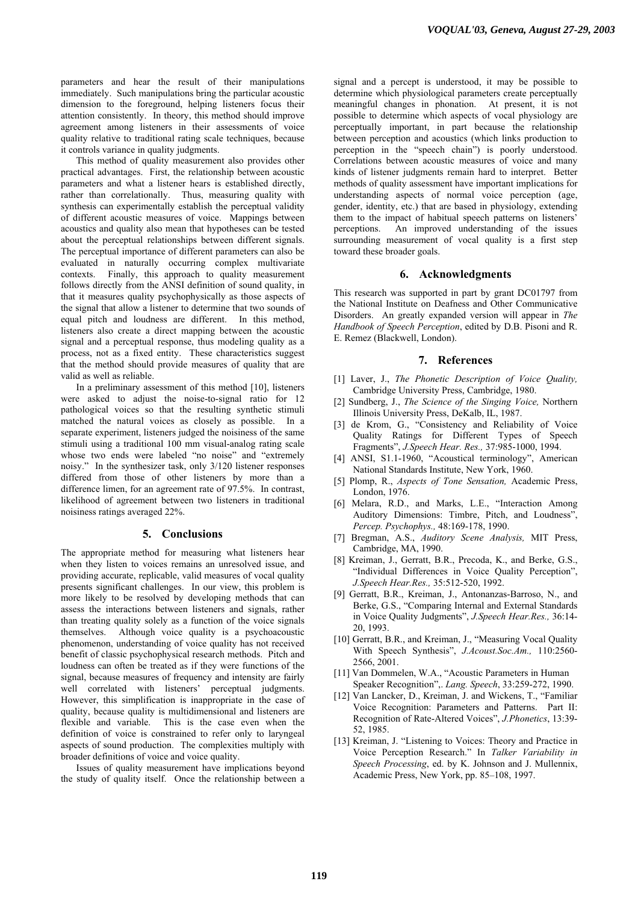parameters and hear the result of their manipulations immediately. Such manipulations bring the particular acoustic dimension to the foreground, helping listeners focus their attention consistently. In theory, this method should improve agreement among listeners in their assessments of voice quality relative to traditional rating scale techniques, because it controls variance in quality judgments.

This method of quality measurement also provides other practical advantages. First, the relationship between acoustic parameters and what a listener hears is established directly, rather than correlationally. Thus, measuring quality with synthesis can experimentally establish the perceptual validity of different acoustic measures of voice. Mappings between acoustics and quality also mean that hypotheses can be tested about the perceptual relationships between different signals. The perceptual importance of different parameters can also be evaluated in naturally occurring complex multivariate contexts. Finally, this approach to quality measurement follows directly from the ANSI definition of sound quality, in that it measures quality psychophysically as those aspects of the signal that allow a listener to determine that two sounds of equal pitch and loudness are different. In this method, listeners also create a direct mapping between the acoustic signal and a perceptual response, thus modeling quality as a process, not as a fixed entity. These characteristics suggest that the method should provide measures of quality that are valid as well as reliable.

In a preliminary assessment of this method [10], listeners were asked to adjust the noise-to-signal ratio for 12 pathological voices so that the resulting synthetic stimuli matched the natural voices as closely as possible. In a separate experiment, listeners judged the noisiness of the same stimuli using a traditional 100 mm visual-analog rating scale whose two ends were labeled "no noise" and "extremely noisy." In the synthesizer task, only 3/120 listener responses differed from those of other listeners by more than a difference limen, for an agreement rate of 97.5%. In contrast, likelihood of agreement between two listeners in traditional noisiness ratings averaged 22%.

## 5. Conclusions

The appropriate method for measuring what listeners hear when they listen to voices remains an unresolved issue, and providing accurate, replicable, valid measures of vocal quality presents significant challenges. In our view, this problem is more likely to be resolved by developing methods that can assess the interactions between listeners and signals, rather than treating quality solely as a function of the voice signals themselves. Although voice quality is a psychoacoustic phenomenon, understanding of voice quality has not received benefit of classic psychophysical research methods. Pitch and loudness can often be treated as if they were functions of the signal, because measures of frequency and intensity are fairly well correlated with listeners' perceptual judgments. However, this simplification is inappropriate in the case of quality, because quality is multidimensional and listeners are flexible and variable. This is the case even when the definition of voice is constrained to refer only to laryngeal aspects of sound production. The complexities multiply with broader definitions of voice and voice quality.

Issues of quality measurement have implications beyond the study of quality itself. Once the relationship between a signal and a percept is understood, it may be possible to determine which physiological parameters create perceptually meaningful changes in phonation. At present, it is not possible to determine which aspects of vocal physiology are perceptually important, in part because the relationship between perception and acoustics (which links production to perception in the "speech chain") is poorly understood. Correlations between acoustic measures of voice and many kinds of listener judgments remain hard to interpret. Better methods of quality assessment have important implications for understanding aspects of normal voice perception (age, gender, identity, etc.) that are based in physiology, extending them to the impact of habitual speech patterns on listeners' perceptions. An improved understanding of the issues surrounding measurement of vocal quality is a first step toward these broader goals.

## 6. Acknowledgments

This research was supported in part by grant DC01797 from the National Institute on Deafness and Other Communicative Disorders. An greatly expanded version will appear in *The Handbook of Speech Perception*, edited by D.B. Pisoni and R. E. Remez (Blackwell, London).

## 7. References

[1] Laver, J., *The Phonetic Description of Voice Quality,* Cambridge University Press, Cambridge, 1980.

[2] Sundberg, J., *The Science of the Singing Voice,* Northern Illinois University Press, DeKalb, IL, 1987.

[3] de Krom, G., "Consistency and Reliability of Voice Quality Ratings for Different Types of Speech Fragments", *J.Speech Hear. Res.,* 37:985-1000, 1994.

[4] ANSI, S1.1-1960, "Acoustical terminology", American National Standards Institute, New York, 1960.

[5] Plomp, R., *Aspects of Tone Sensation,* Academic Press, London, 1976.

[6] Melara, R.D., and Marks, L.E., "Interaction Among Auditory Dimensions: Timbre, Pitch, and Loudness", *Percep. Psychophys.,* 48:169-178, 1990.

[7] Bregman, A.S., *Auditory Scene Analysis,* MIT Press, Cambridge, MA, 1990.

[8] Kreiman, J., Gerratt, B.R., Precoda, K., and Berke, G.S., "Individual Differences in Voice Quality Perception", *J.Speech Hear.Res.,* 35:512-520, 1992.

[9] Gerratt, B.R., Kreiman, J., Antonanzas-Barroso, N., and Berke, G.S., "Comparing Internal and External Standards in Voice Quality Judgments", *J.Speech Hear.Res.,* 36:14-20, 1993.

[10] Gerratt, B.R., and Kreiman, J., "Measuring Vocal Quality With Speech Synthesis", *J.Acoust.Soc.Am.,* 110:2560-2566, 2001.

[11] Van Dommelen, W.A., "Acoustic Parameters in Human Speaker Recognition",. *Lang. Speech*, 33:259-272, 1990.

[12] Van Lancker, D., Kreiman, J. and Wickens, T., "Familiar Voice Recognition: Parameters and Patterns. Part II: Recognition of Rate-Altered Voices", *J.Phonetics*, 13:39-52, 1985.

[13] Kreiman, J. "Listening to Voices: Theory and Practice in Voice Perception Research." In *Talker Variability in Speech Processing*, ed. by K. Johnson and J. Mullennix, Academic Press, New York, pp. 85–108, 1997.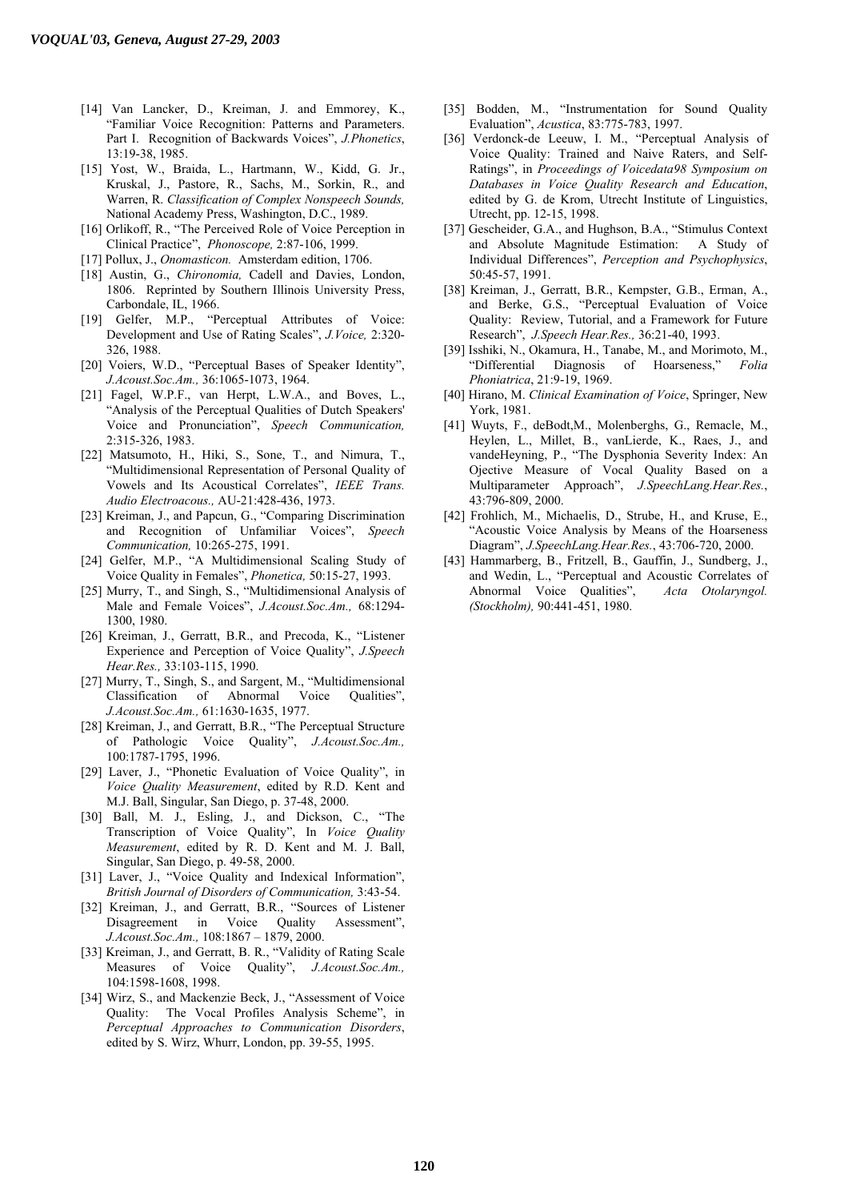[14] Van Lancker, D., Kreiman, J. and Emmorey, K., "Familiar Voice Recognition: Patterns and Parameters. Part I. Recognition of Backwards Voices", *J.Phonetics*, 13:19-38, 1985.

[15] Yost, W., Braida, L., Hartmann, W., Kidd, G. Jr., Kruskal, J., Pastore, R., Sachs, M., Sorkin, R., and Warren, R. *Classification of Complex Nonspeech Sounds,* National Academy Press, Washington, D.C., 1989.

[16] Orlikoff, R., "The Perceived Role of Voice Perception in Clinical Practice", *Phonoscope,* 2:87-106, 1999.

[17] Pollux, J., *Onomasticon.* Amsterdam edition, 1706.

[18] Austin, G., *Chironomia,* Cadell and Davies, London, 1806. Reprinted by Southern Illinois University Press, Carbondale, IL, 1966.

[19] Gelfer, M.P., "Perceptual Attributes of Voice: Development and Use of Rating Scales", *J.Voice,* 2:320-326, 1988.

[20] Voiers, W.D., "Perceptual Bases of Speaker Identity", *J.Acoust.Soc.Am.,* 36:1065-1073, 1964.

[21] Fagel, W.P.F., van Herpt, L.W.A., and Boves, L., "Analysis of the Perceptual Qualities of Dutch Speakers' Voice and Pronunciation", *Speech Communication,* 2:315-326, 1983.

[22] Matsumoto, H., Hiki, S., Sone, T., and Nimura, T., "Multidimensional Representation of Personal Quality of Vowels and Its Acoustical Correlates", *IEEE Trans. Audio Electroacous.,* AU-21:428-436, 1973.

[23] Kreiman, J., and Papcun, G., "Comparing Discrimination and Recognition of Unfamiliar Voices", *Speech Communication,* 10:265-275, 1991.

[24] Gelfer, M.P., "A Multidimensional Scaling Study of Voice Quality in Females", *Phonetica,* 50:15-27, 1993.

[25] Murry, T., and Singh, S., "Multidimensional Analysis of Male and Female Voices", *J.Acoust.Soc.Am.,* 68:1294-1300, 1980.

[26] Kreiman, J., Gerratt, B.R., and Precoda, K., "Listener Experience and Perception of Voice Quality", *J.Speech Hear.Res.,* 33:103-115, 1990.

[27] Murry, T., Singh, S., and Sargent, M., "Multidimensional Classification of Abnormal Voice Qualities", *J.Acoust.Soc.Am.,* 61:1630-1635, 1977.

[28] Kreiman, J., and Gerratt, B.R., "The Perceptual Structure of Pathologic Voice Quality", *J.Acoust.Soc.Am.,* 100:1787-1795, 1996.

[29] Laver, J., "Phonetic Evaluation of Voice Quality", in *Voice Quality Measurement*, edited by R.D. Kent and M.J. Ball, Singular, San Diego, p. 37-48, 2000.

[30] Ball, M. J., Esling, J., and Dickson, C., "The Transcription of Voice Quality", In *Voice Quality Measurement*, edited by R. D. Kent and M. J. Ball, Singular, San Diego, p. 49-58, 2000.

[31] Laver, J., "Voice Quality and Indexical Information", *British Journal of Disorders of Communication,* 3:43-54.

[32] Kreiman, J., and Gerratt, B.R., "Sources of Listener Disagreement in Voice Quality Assessment", *J.Acoust.Soc.Am.,* 108:1867 – 1879, 2000.

[33] Kreiman, J., and Gerratt, B. R., "Validity of Rating Scale Measures of Voice Quality", *J.Acoust.Soc.Am.,* 104:1598-1608, 1998.

[34] Wirz, S., and Mackenzie Beck, J., "Assessment of Voice Quality: The Vocal Profiles Analysis Scheme", in *Perceptual Approaches to Communication Disorders*, edited by S. Wirz, Whurr, London, pp. 39-55, 1995.

[35] Bodden, M., "Instrumentation for Sound Quality Evaluation", *Acustica*, 83:775-783, 1997.

[36] Verdonck-de Leeuw, I. M., "Perceptual Analysis of Voice Quality: Trained and Naive Raters, and Self-Ratings", in *Proceedings of Voicedata98 Symposium on Databases in Voice Quality Research and Education*, edited by G. de Krom, Utrecht Institute of Linguistics, Utrecht, pp. 12-15, 1998.

[37] Gescheider, G.A., and Hughson, B.A., "Stimulus Context and Absolute Magnitude Estimation: A Study of Individual Differences", *Perception and Psychophysics*, 50:45-57, 1991.

[38] Kreiman, J., Gerratt, B.R., Kempster, G.B., Erman, A., and Berke, G.S., "Perceptual Evaluation of Voice Quality: Review, Tutorial, and a Framework for Future Research", *J.Speech Hear.Res.,* 36:21-40, 1993.

[39] Isshiki, N., Okamura, H., Tanabe, M., and Morimoto, M., "Differential Diagnosis of Hoarseness," *Folia Phoniatrica*, 21:9-19, 1969.

[40] Hirano, M. *Clinical Examination of Voice*, Springer, New York, 1981.

[41] Wuyts, F., deBodt,M., Molenberghs, G., Remacle, M., Heylen, L., Millet, B., vanLierde, K., Raes, J., and vandeHeyning, P., "The Dysphonia Severity Index: An Ojective Measure of Vocal Quality Based on a Multiparameter Approach", *J.SpeechLang.Hear.Res.*, 43:796-809, 2000.

[42] Frohlich, M., Michaelis, D., Strube, H., and Kruse, E., "Acoustic Voice Analysis by Means of the Hoarseness Diagram", *J.SpeechLang.Hear.Res.*, 43:706-720, 2000.

[43] Hammarberg, B., Fritzell, B., Gauffin, J., Sundberg, J., and Wedin, L., "Perceptual and Acoustic Correlates of Abnormal Voice Qualities", *Acta Otolaryngol. (Stockholm),* 90:441-451, 1980.